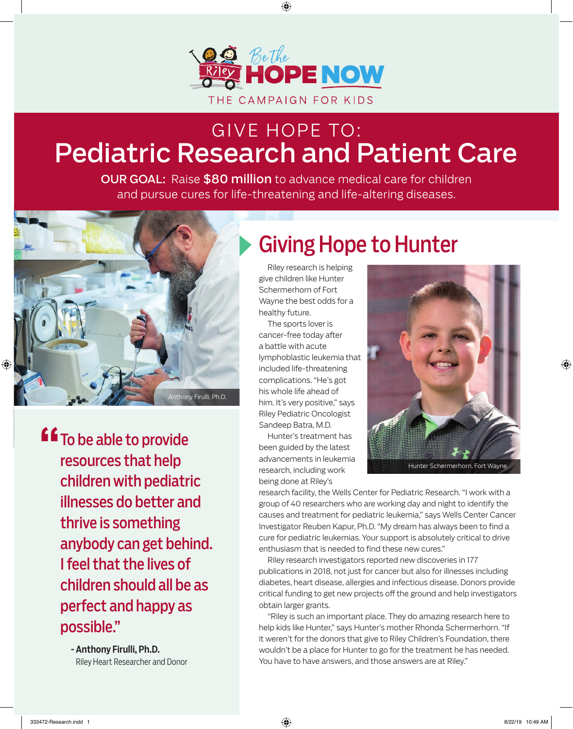Be the HOPE NOW

THE CAMPAIGN FOR KIDS

# GIVE HOPE TO: Pediatric Research and Patient Care

**OUR GOAL:** Raise **$80 million** to advance medical care for children and pursue cures for life-threatening and life-altering diseases.

Anthony Firulli, Ph.D.

> "To be able to provide resources that help children with pediatric illnesses do better and thrive is something anybody can get behind. I feel that the lives of children should all be as perfect and happy as possible."
>
> **- Anthony Firulli, Ph.D.**
> Riley Heart Researcher and Donor

## Giving Hope to Hunter

Riley research is helping give children like Hunter Schermerhorn of Fort Wayne the best odds for a healthy future.

The sports lover is cancer-free today after a battle with acute lymphoblastic leukemia that included life-threatening complications. "He's got his whole life ahead of him. It's very positive," says Riley Pediatric Oncologist Sandeep Batra, M.D.

Hunter Schermerhorn, Fort Wayne

Hunter's treatment has been guided by the latest advancements in leukemia research, including work being done at Riley's research facility, the Wells Center for Pediatric Research. "I work with a group of 40 researchers who are working day and night to identify the causes and treatment for pediatric leukemia," says Wells Center Cancer Investigator Reuben Kapur, Ph.D. "My dream has always been to find a cure for pediatric leukemias. Your support is absolutely critical to drive enthusiasm that is needed to find these new cures."

Riley research investigators reported new discoveries in 177 publications in 2018, not just for cancer but also for illnesses including diabetes, heart disease, allergies and infectious disease. Donors provide critical funding to get new projects off the ground and help investigators obtain larger grants.

"Riley is such an important place. They do amazing research here to help kids like Hunter," says Hunter's mother Rhonda Schermerhorn. "If it weren't for the donors that give to Riley Children's Foundation, there wouldn't be a place for Hunter to go for the treatment he has needed. You have to have answers, and those answers are at Riley."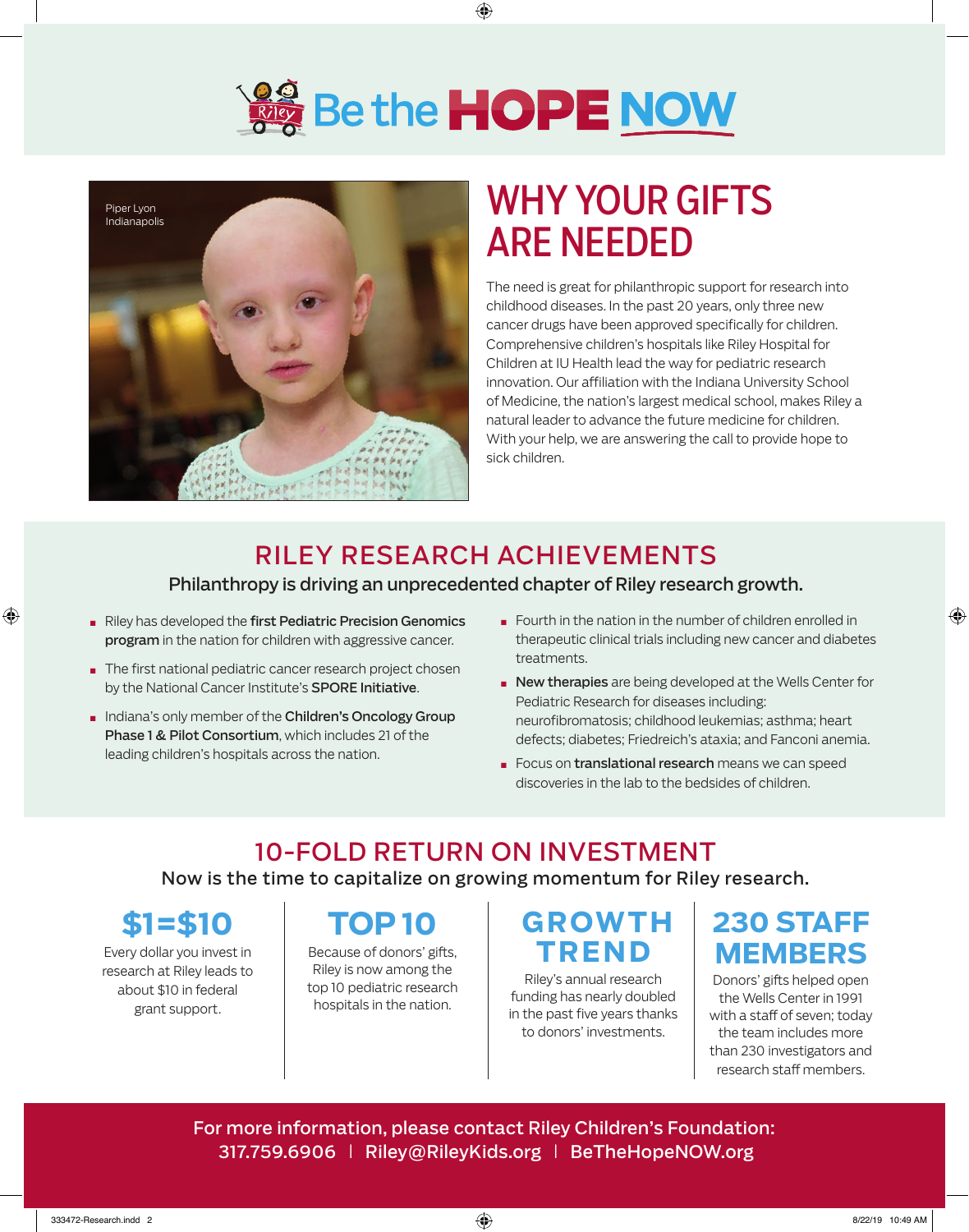# Be the HOPE NOW

Piper Lyon
Indianapolis

## WHY YOUR GIFTS ARE NEEDED

The need is great for philanthropic support for research into childhood diseases. In the past 20 years, only three new cancer drugs have been approved specifically for children. Comprehensive children's hospitals like Riley Hospital for Children at IU Health lead the way for pediatric research innovation. Our affiliation with the Indiana University School of Medicine, the nation's largest medical school, makes Riley a natural leader to advance the future medicine for children. With your help, we are answering the call to provide hope to sick children.

## RILEY RESEARCH ACHIEVEMENTS

**Philanthropy is driving an unprecedented chapter of Riley research growth.**

- Riley has developed the **first Pediatric Precision Genomics program** in the nation for children with aggressive cancer.
- The first national pediatric cancer research project chosen by the National Cancer Institute's **SPORE Initiative**.
- Indiana's only member of the **Children's Oncology Group Phase 1 & Pilot Consortium**, which includes 21 of the leading children's hospitals across the nation.
- Fourth in the nation in the number of children enrolled in therapeutic clinical trials including new cancer and diabetes treatments.
- **New therapies** are being developed at the Wells Center for Pediatric Research for diseases including: neurofibromatosis; childhood leukemias; asthma; heart defects; diabetes; Friedreich's ataxia; and Fanconi anemia.
- Focus on **translational research** means we can speed discoveries in the lab to the bedsides of children.

## 10-FOLD RETURN ON INVESTMENT

**Now is the time to capitalize on growing momentum for Riley research.**

### $1=$10

Every dollar you invest in research at Riley leads to about $10 in federal grant support.

### TOP 10

Because of donors' gifts, Riley is now among the top 10 pediatric research hospitals in the nation.

### GROWTH TREND

Riley's annual research funding has nearly doubled in the past five years thanks to donors' investments.

### 230 STAFF MEMBERS

Donors' gifts helped open the Wells Center in 1991 with a staff of seven; today the team includes more than 230 investigators and research staff members.

**For more information, please contact Riley Children's Foundation:**
**317.759.6906 | Riley@RileyKids.org | BeTheHopeNOW.org**